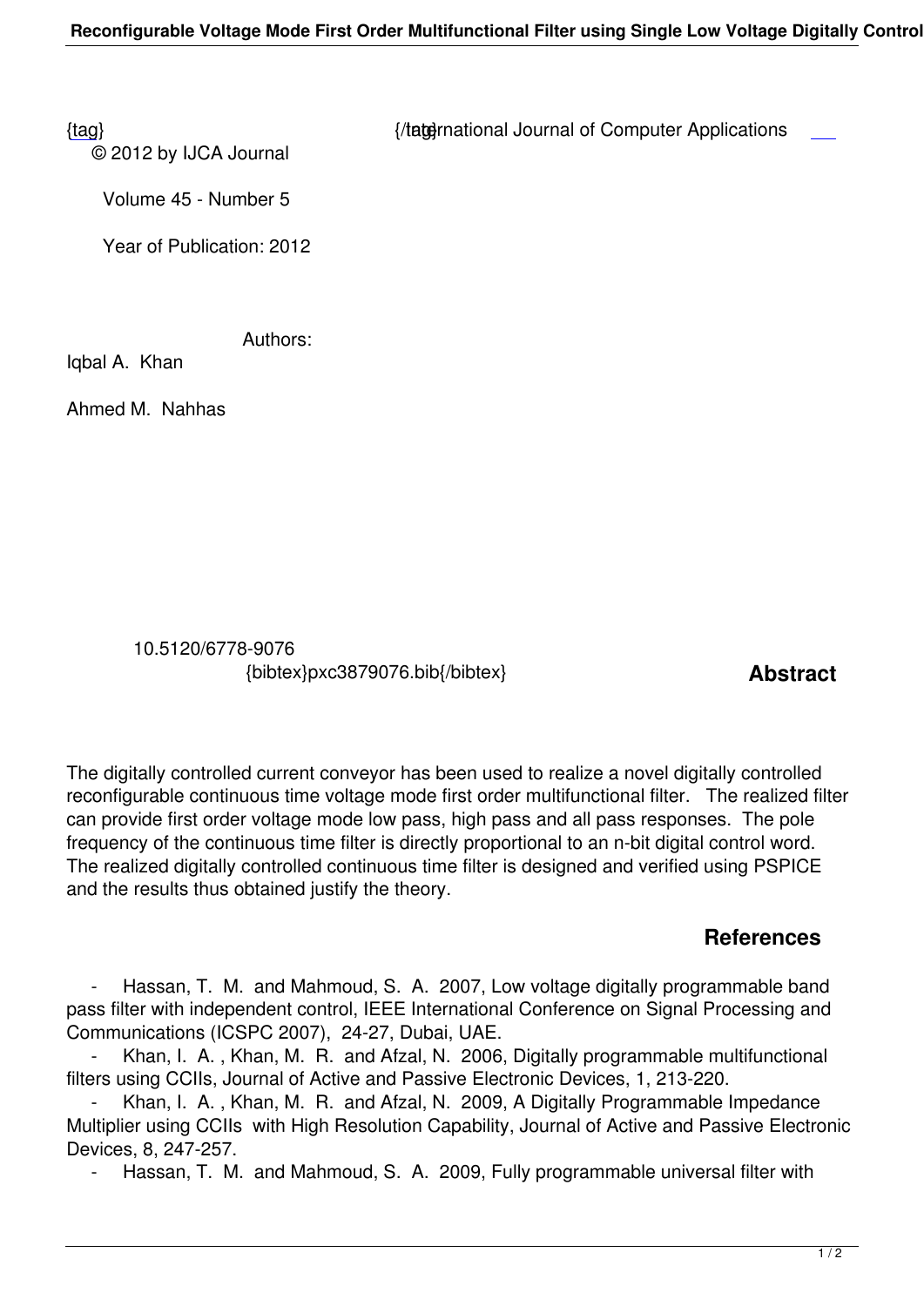{tag} {/tag} International Journal of Computer Applications
© 2012 by IJCA Journal

Volume 45 - Number 5

Year of Publication: 2012

Authors:

Iqbal A. Khan

Ahmed M. Nahhas

10.5120/6778-9076
{bibtex}pxc3879076.bib{/bibtex}

## Abstract

The digitally controlled current conveyor has been used to realize a novel digitally controlled reconfigurable continuous time voltage mode first order multifunctional filter. The realized filter can provide first order voltage mode low pass, high pass and all pass responses. The pole frequency of the continuous time filter is directly proportional to an n-bit digital control word. The realized digitally controlled continuous time filter is designed and verified using PSPICE and the results thus obtained justify the theory.

## References

- Hassan, T. M. and Mahmoud, S. A. 2007, Low voltage digitally programmable band pass filter with independent control, IEEE International Conference on Signal Processing and Communications (ICSPC 2007), 24-27, Dubai, UAE.
- Khan, I. A. , Khan, M. R. and Afzal, N. 2006, Digitally programmable multifunctional filters using CCIIs, Journal of Active and Passive Electronic Devices, 1, 213-220.
- Khan, I. A. , Khan, M. R. and Afzal, N. 2009, A Digitally Programmable Impedance Multiplier using CCIIs with High Resolution Capability, Journal of Active and Passive Electronic Devices, 8, 247-257.
- Hassan, T. M. and Mahmoud, S. A. 2009, Fully programmable universal filter with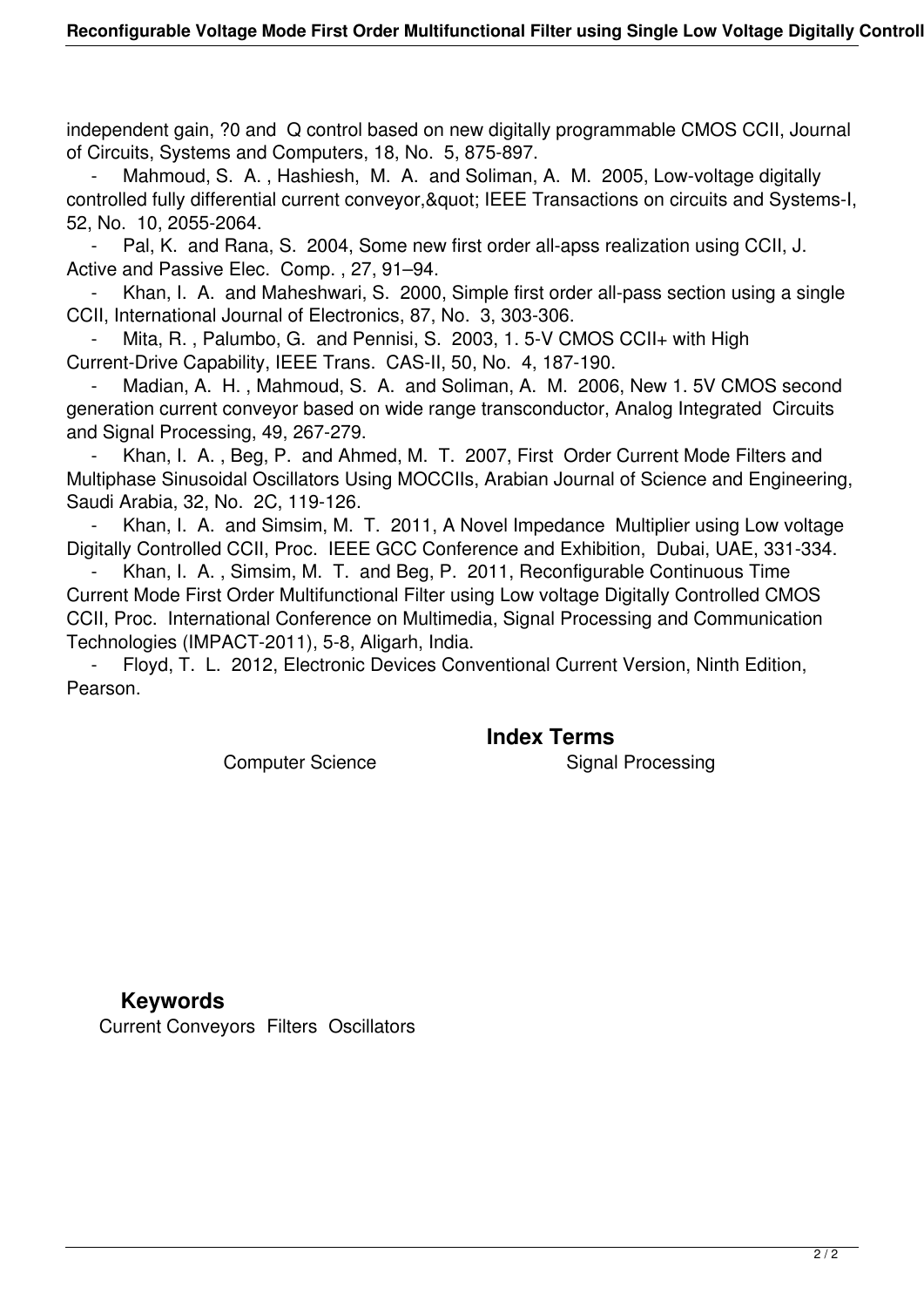independent gain, ?0 and Q control based on new digitally programmable CMOS CCII, Journal of Circuits, Systems and Computers, 18, No. 5, 875-897.

- Mahmoud, S. A. , Hashiesh, M. A. and Soliman, A. M. 2005, Low-voltage digitally controlled fully differential current conveyor,&quot; IEEE Transactions on circuits and Systems-I, 52, No. 10, 2055-2064.
- Pal, K. and Rana, S. 2004, Some new first order all-apss realization using CCII, J. Active and Passive Elec. Comp. , 27, 91–94.
- Khan, I. A. and Maheshwari, S. 2000, Simple first order all-pass section using a single CCII, International Journal of Electronics, 87, No. 3, 303-306.
- Mita, R. , Palumbo, G. and Pennisi, S. 2003, 1. 5-V CMOS CCII+ with High Current-Drive Capability, IEEE Trans. CAS-II, 50, No. 4, 187-190.
- Madian, A. H. , Mahmoud, S. A. and Soliman, A. M. 2006, New 1. 5V CMOS second generation current conveyor based on wide range transconductor, Analog Integrated Circuits and Signal Processing, 49, 267-279.
- Khan, I. A. , Beg, P. and Ahmed, M. T. 2007, First Order Current Mode Filters and Multiphase Sinusoidal Oscillators Using MOCCIIs, Arabian Journal of Science and Engineering, Saudi Arabia, 32, No. 2C, 119-126.
- Khan, I. A. and Simsim, M. T. 2011, A Novel Impedance Multiplier using Low voltage Digitally Controlled CCII, Proc. IEEE GCC Conference and Exhibition, Dubai, UAE, 331-334.
- Khan, I. A. , Simsim, M. T. and Beg, P. 2011, Reconfigurable Continuous Time Current Mode First Order Multifunctional Filter using Low voltage Digitally Controlled CMOS CCII, Proc. International Conference on Multimedia, Signal Processing and Communication Technologies (IMPACT-2011), 5-8, Aligarh, India.
- Floyd, T. L. 2012, Electronic Devices Conventional Current Version, Ninth Edition, Pearson.

## Index Terms

Computer Science Signal Processing

## Keywords

Current Conveyors Filters Oscillators